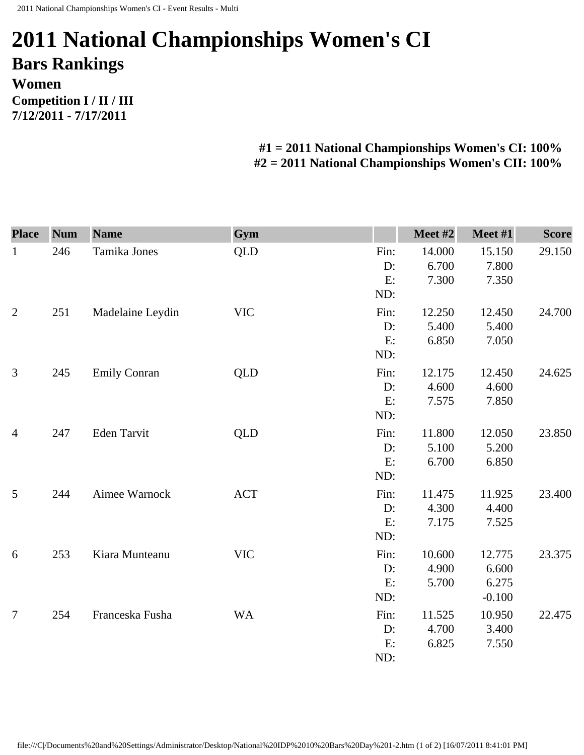# 2011 National Championships Women's CI

## Bars Rankings

### Women

**Competition I / II / III**
**7/12/2011 - 7/17/2011**

**#1 = 2011 National Championships Women's CI: 100%**
**#2 = 2011 National Championships Women's CII: 100%**

| Place | Num | Name | Gym | | Meet #2 | Meet #1 | Score |
|---|---|---|---|---|---|---|---|
| 1 | 246 | Tamika Jones | QLD | Fin: | 14.000 | 15.150 | 29.150 |
| | | | | D: | 6.700 | 7.800 | |
| | | | | E: | 7.300 | 7.350 | |
| | | | | ND: | | | |
| 2 | 251 | Madelaine Leydin | VIC | Fin: | 12.250 | 12.450 | 24.700 |
| | | | | D: | 5.400 | 5.400 | |
| | | | | E: | 6.850 | 7.050 | |
| | | | | ND: | | | |
| 3 | 245 | Emily Conran | QLD | Fin: | 12.175 | 12.450 | 24.625 |
| | | | | D: | 4.600 | 4.600 | |
| | | | | E: | 7.575 | 7.850 | |
| | | | | ND: | | | |
| 4 | 247 | Eden Tarvit | QLD | Fin: | 11.800 | 12.050 | 23.850 |
| | | | | D: | 5.100 | 5.200 | |
| | | | | E: | 6.700 | 6.850 | |
| | | | | ND: | | | |
| 5 | 244 | Aimee Warnock | ACT | Fin: | 11.475 | 11.925 | 23.400 |
| | | | | D: | 4.300 | 4.400 | |
| | | | | E: | 7.175 | 7.525 | |
| | | | | ND: | | | |
| 6 | 253 | Kiara Munteanu | VIC | Fin: | 10.600 | 12.775 | 23.375 |
| | | | | D: | 4.900 | 6.600 | |
| | | | | E: | 5.700 | 6.275 | |
| | | | | ND: | | -0.100 | |
| 7 | 254 | Franceska Fusha | WA | Fin: | 11.525 | 10.950 | 22.475 |
| | | | | D: | 4.700 | 3.400 | |
| | | | | E: | 6.825 | 7.550 | |
| | | | | ND: | | | |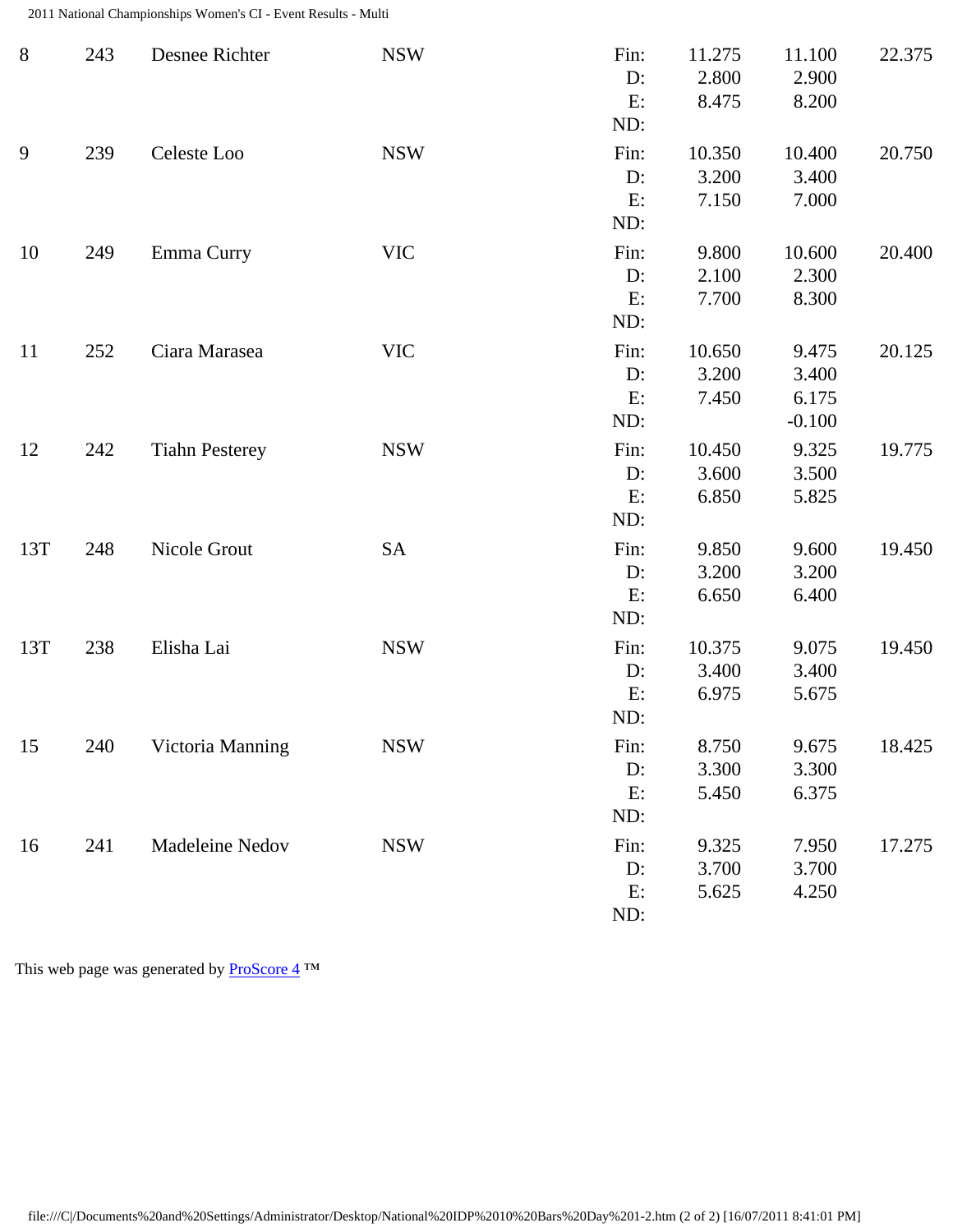| | | | | | | | |
|---|---|---|---|---|---|---|---|
| 8 | 243 | Desnee Richter | NSW | Fin: | 11.275 | 11.100 | 22.375 |
| | | | | D: | 2.800 | 2.900 | |
| | | | | E: | 8.475 | 8.200 | |
| | | | | ND: | | | |
| 9 | 239 | Celeste Loo | NSW | Fin: | 10.350 | 10.400 | 20.750 |
| | | | | D: | 3.200 | 3.400 | |
| | | | | E: | 7.150 | 7.000 | |
| | | | | ND: | | | |
| 10 | 249 | Emma Curry | VIC | Fin: | 9.800 | 10.600 | 20.400 |
| | | | | D: | 2.100 | 2.300 | |
| | | | | E: | 7.700 | 8.300 | |
| | | | | ND: | | | |
| 11 | 252 | Ciara Marasea | VIC | Fin: | 10.650 | 9.475 | 20.125 |
| | | | | D: | 3.200 | 3.400 | |
| | | | | E: | 7.450 | 6.175 | |
| | | | | ND: | | -0.100 | |
| 12 | 242 | Tiahn Pesterey | NSW | Fin: | 10.450 | 9.325 | 19.775 |
| | | | | D: | 3.600 | 3.500 | |
| | | | | E: | 6.850 | 5.825 | |
| | | | | ND: | | | |
| 13T | 248 | Nicole Grout | SA | Fin: | 9.850 | 9.600 | 19.450 |
| | | | | D: | 3.200 | 3.200 | |
| | | | | E: | 6.650 | 6.400 | |
| | | | | ND: | | | |
| 13T | 238 | Elisha Lai | NSW | Fin: | 10.375 | 9.075 | 19.450 |
| | | | | D: | 3.400 | 3.400 | |
| | | | | E: | 6.975 | 5.675 | |
| | | | | ND: | | | |
| 15 | 240 | Victoria Manning | NSW | Fin: | 8.750 | 9.675 | 18.425 |
| | | | | D: | 3.300 | 3.300 | |
| | | | | E: | 5.450 | 6.375 | |
| | | | | ND: | | | |
| 16 | 241 | Madeleine Nedov | NSW | Fin: | 9.325 | 7.950 | 17.275 |
| | | | | D: | 3.700 | 3.700 | |
| | | | | E: | 5.625 | 4.250 | |
| | | | | ND: | | | |

This web page was generated by [ProScore 4](ProScore 4) ™